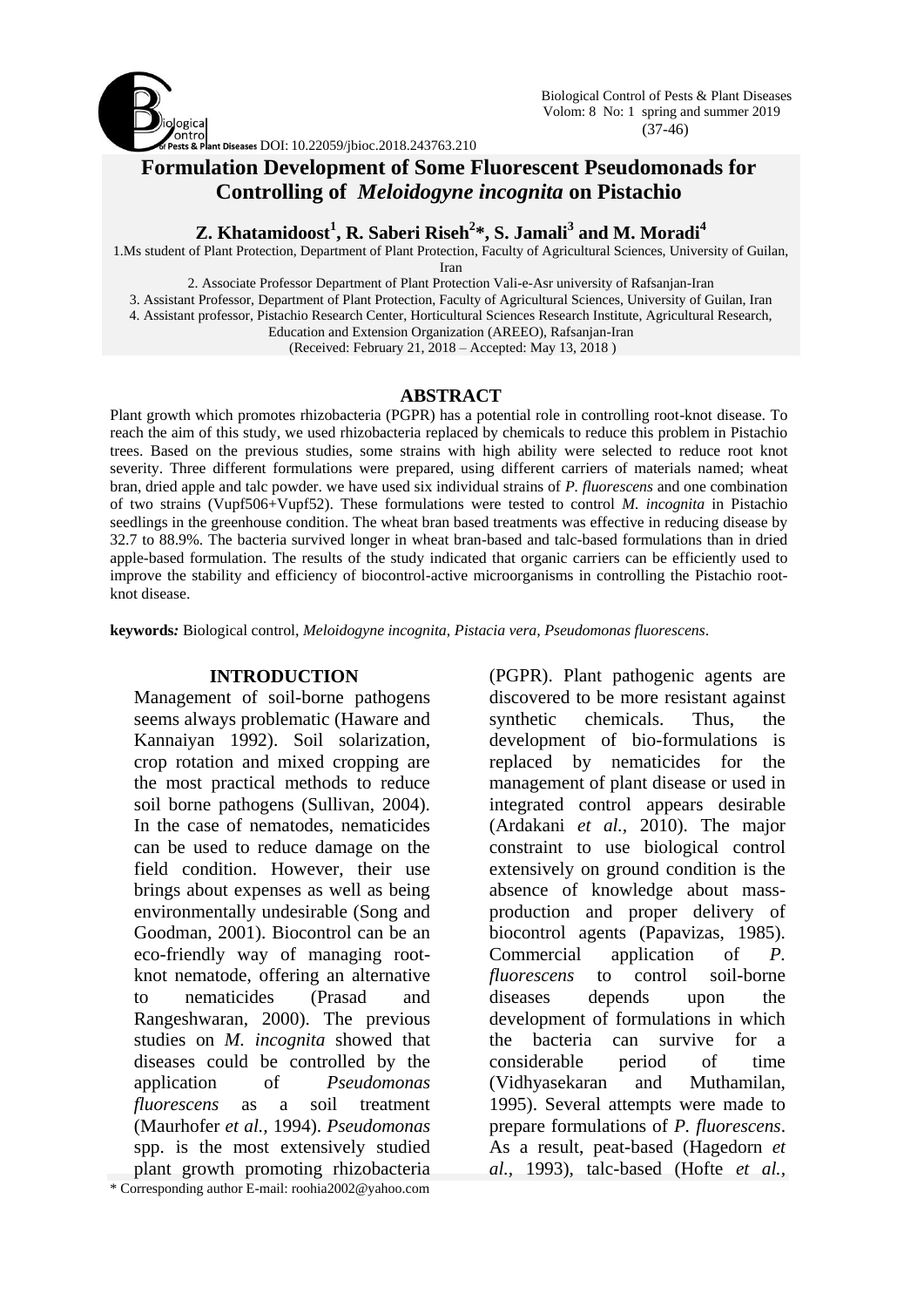DOI: 10.22059/jbioc.2018.243763.210

# Formulation Development of Some Fluorescent Pseudomonads for Controlling of *Meloidogyne incognita* on Pistachio

**Z. Khatamidoost[1], R. Saberi Riseh[2]\*, S. Jamali[3] and M. Moradi[4]**

1.Ms student of Plant Protection, Department of Plant Protection, Faculty of Agricultural Sciences, University of Guilan, Iran

2. Associate Professor Department of Plant Protection Vali-e-Asr university of Rafsanjan-Iran

3. Assistant Professor, Department of Plant Protection, Faculty of Agricultural Sciences, University of Guilan, Iran

4. Assistant professor, Pistachio Research Center, Horticultural Sciences Research Institute, Agricultural Research, Education and Extension Organization (AREEO), Rafsanjan-Iran

(Received: February 21, 2018 – Accepted: May 13, 2018 )

## ABSTRACT

Plant growth which promotes rhizobacteria (PGPR) has a potential role in controlling root-knot disease. To reach the aim of this study, we used rhizobacteria replaced by chemicals to reduce this problem in Pistachio trees. Based on the previous studies, some strains with high ability were selected to reduce root knot severity. Three different formulations were prepared, using different carriers of materials named; wheat bran, dried apple and talc powder. we have used six individual strains of *P. fluorescens* and one combination of two strains (Vupf506+Vupf52). These formulations were tested to control *M. incognita* in Pistachio seedlings in the greenhouse condition. The wheat bran based treatments was effective in reducing disease by 32.7 to 88.9%. The bacteria survived longer in wheat bran-based and talc-based formulations than in dried apple-based formulation. The results of the study indicated that organic carriers can be efficiently used to improve the stability and efficiency of biocontrol-active microorganisms in controlling the Pistachio root-knot disease.

**keywords***:* Biological control, *Meloidogyne incognita*, *Pistacia vera, Pseudomonas fluorescens*.

## INTRODUCTION

Management of soil-borne pathogens seems always problematic (Haware and Kannaiyan 1992). Soil solarization, crop rotation and mixed cropping are the most practical methods to reduce soil borne pathogens (Sullivan, 2004). In the case of nematodes, nematicides can be used to reduce damage on the field condition. However, their use brings about expenses as well as being environmentally undesirable (Song and Goodman, 2001). Biocontrol can be an eco-friendly way of managing root-knot nematode, offering an alternative to nematicides (Prasad and Rangeshwaran, 2000). The previous studies on *M. incognita* showed that diseases could be controlled by the application of *Pseudomonas fluorescens* as a soil treatment (Maurhofer *et al.,* 1994). *Pseudomonas* spp. is the most extensively studied plant growth promoting rhizobacteria (PGPR). Plant pathogenic agents are discovered to be more resistant against synthetic chemicals. Thus, the development of bio-formulations is replaced by nematicides for the management of plant disease or used in integrated control appears desirable (Ardakani *et al.*, 2010). The major constraint to use biological control extensively on ground condition is the absence of knowledge about mass-production and proper delivery of biocontrol agents (Papavizas, 1985). Commercial application of *P. fluorescens* to control soil-borne diseases depends upon the development of formulations in which the bacteria can survive for a considerable period of time (Vidhyasekaran and Muthamilan, 1995). Several attempts were made to prepare formulations of *P. fluorescens*. As a result, peat-based (Hagedorn *et al.*, 1993), talc-based (Hofte *et al.*,

\* Corresponding author E-mail: roohia2002@yahoo.com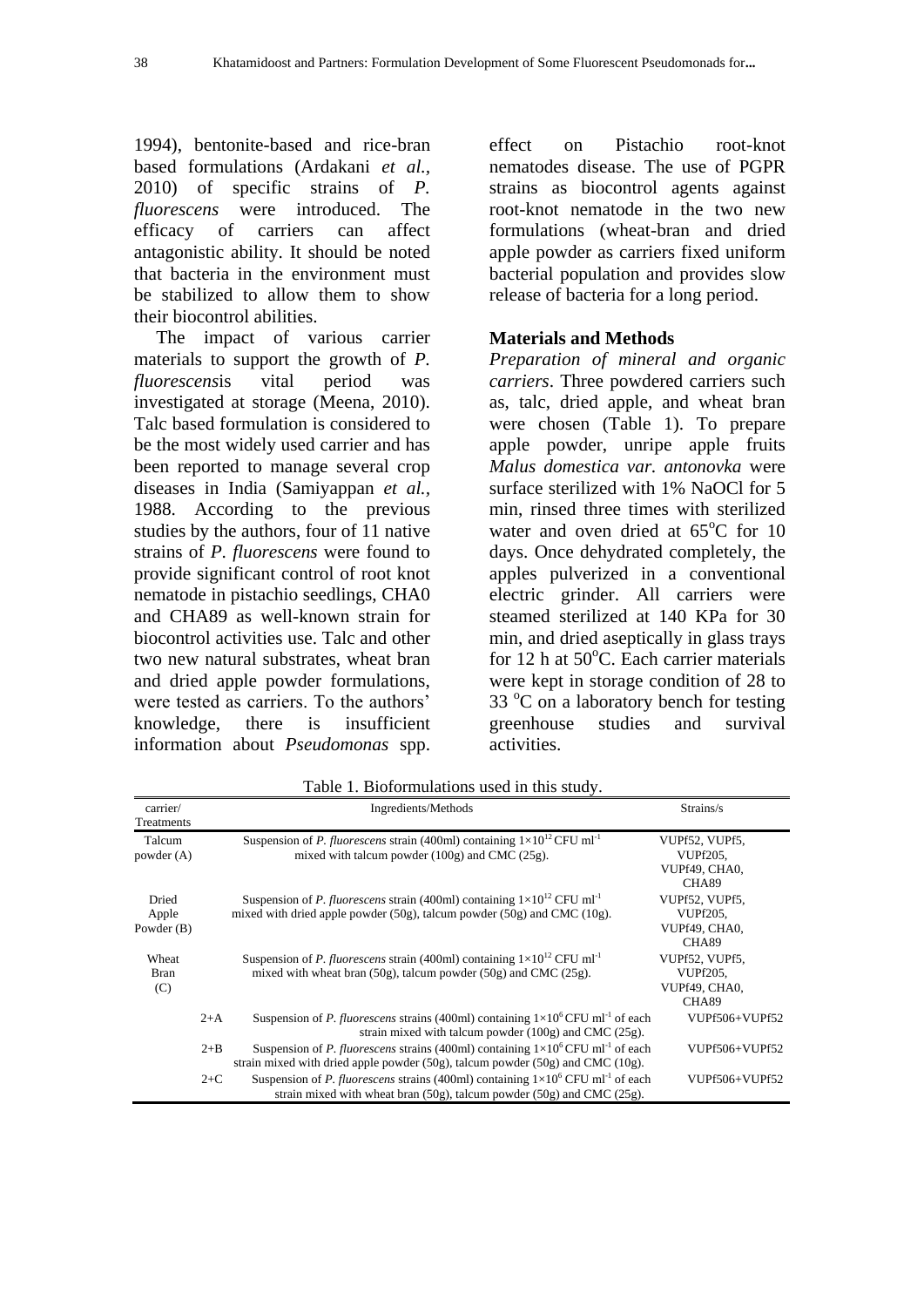1994), bentonite-based and rice-bran based formulations (Ardakani *et al.*, 2010) of specific strains of *P. fluorescens* were introduced. The efficacy of carriers can affect antagonistic ability. It should be noted that bacteria in the environment must be stabilized to allow them to show their biocontrol abilities.

The impact of various carrier materials to support the growth of *P. fluorescens*is vital period was investigated at storage (Meena, 2010). Talc based formulation is considered to be the most widely used carrier and has been reported to manage several crop diseases in India (Samiyappan *et al.*, 1988. According to the previous studies by the authors, four of 11 native strains of *P. fluorescens* were found to provide significant control of root knot nematode in pistachio seedlings, CHA0 and CHA89 as well-known strain for biocontrol activities use. Talc and other two new natural substrates, wheat bran and dried apple powder formulations, were tested as carriers. To the authors' knowledge, there is insufficient information about *Pseudomonas* spp. effect on Pistachio root-knot nematodes disease. The use of PGPR strains as biocontrol agents against root-knot nematode in the two new formulations (wheat-bran and dried apple powder as carriers fixed uniform bacterial population and provides slow release of bacteria for a long period.

## Materials and Methods

*Preparation of mineral and organic carriers*. Three powdered carriers such as, talc, dried apple, and wheat bran were chosen (Table 1). To prepare apple powder, unripe apple fruits *Malus domestica var. antonovka* were surface sterilized with 1% NaOCl for 5 min, rinsed three times with sterilized water and oven dried at 65°C for 10 days. Once dehydrated completely, the apples pulverized in a conventional electric grinder. All carriers were steamed sterilized at 140 KPa for 30 min, and dried aseptically in glass trays for 12 h at 50°C. Each carrier materials were kept in storage condition of 28 to 33 °C on a laboratory bench for testing greenhouse studies and survival activities.

Table 1. Biofomulations used in this study.

| carrier/ Treatments | Ingredients/Methods | Strains/s |
|---|---|---|
| Talcum powder (A) | Suspension of *P. fluorescens* strain (400ml) containing $1\times10^{12}$ CFU ml$^{-1}$ mixed with talcum powder (100g) and CMC (25g). | VUPf52, VUPf5, VUPf205, VUPf49, CHA0, CHA89 |
| Dried Apple Powder (B) | Suspension of *P. fluorescens* strain (400ml) containing $1\times10^{12}$ CFU ml$^{-1}$ mixed with dried apple powder (50g), talcum powder (50g) and CMC (10g). | VUPf52, VUPf5, VUPf205, VUPf49, CHA0, CHA89 |
| Wheat Bran (C) | Suspension of *P. fluorescens* strain (400ml) containing $1\times10^{12}$ CFU ml$^{-1}$ mixed with wheat bran (50g), talcum powder (50g) and CMC (25g). | VUPf52, VUPf5, VUPf205, VUPf49, CHA0, CHA89 |
| 2+A | Suspension of *P. fluorescens* strains (400ml) containing $1\times10^{6}$ CFU ml$^{-1}$ of each strain mixed with talcum powder (100g) and CMC (25g). | VUPf506+VUPf52 |
| 2+B | Suspension of *P. fluorescens* strains (400ml) containing $1\times10^{6}$ CFU ml$^{-1}$ of each strain mixed with dried apple powder (50g), talcum powder (50g) and CMC (10g). | VUPf506+VUPf52 |
| 2+C | Suspension of *P. fluorescens* strains (400ml) containing $1\times10^{6}$ CFU ml$^{-1}$ of each strain mixed with wheat bran (50g), talcum powder (50g) and CMC (25g). | VUPf506+VUPf52 |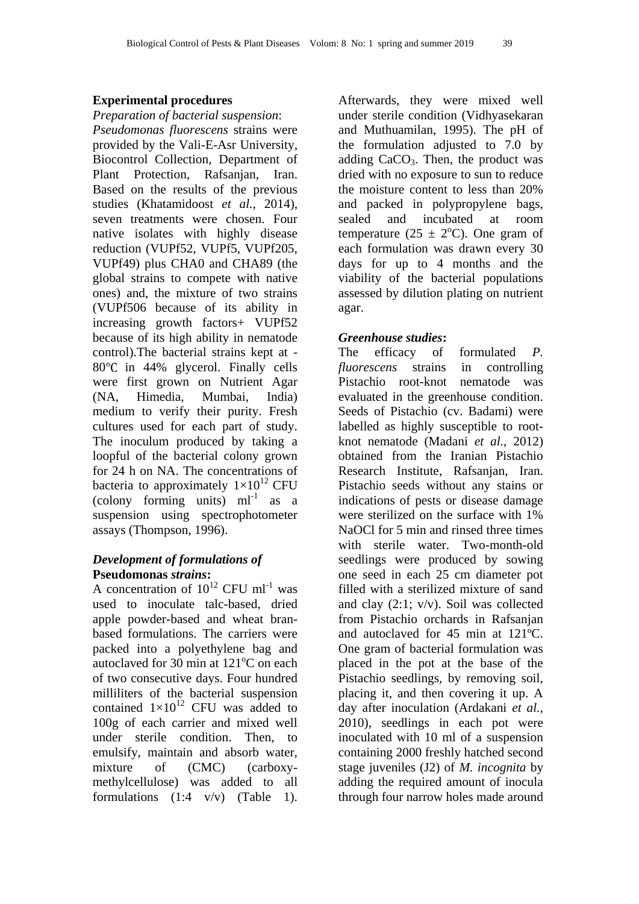**Experimental procedures**

*Preparation of bacterial suspension*:

*Pseudomonas fluorescens* strains were provided by the Vali-E-Asr University, Biocontrol Collection, Department of Plant Protection, Rafsanjan, Iran. Based on the results of the previous studies (Khatamidoost *et al.*, 2014), seven treatments were chosen. Four native isolates with highly disease reduction (VUPf52, VUPf5, VUPf205, VUPf49) plus CHA0 and CHA89 (the global strains to compete with native ones) and, the mixture of two strains (VUPf506 because of its ability in increasing growth factors+ VUPf52 because of its high ability in nematode control).The bacterial strains kept at -80℃ in 44% glycerol. Finally cells were first grown on Nutrient Agar (NA, Himedia, Mumbai, India) medium to verify their purity. Fresh cultures used for each part of study. The inoculum produced by taking a loopful of the bacterial colony grown for 24 h on NA. The concentrations of bacteria to approximately $1\times10^{12}$ CFU (colony forming units) $ml^{-1}$ as a suspension using spectrophotometer assays (Thompson, 1996).

***Development of formulations of* Pseudomonas *strains*:**

A concentration of $10^{12}$ CFU $ml^{-1}$ was used to inoculate talc-based, dried apple powder-based and wheat bran-based formulations. The carriers were packed into a polyethylene bag and autoclaved for 30 min at 121°C on each of two consecutive days. Four hundred milliliters of the bacterial suspension contained $1\times10^{12}$ CFU was added to 100g of each carrier and mixed well under sterile condition. Then, to emulsify, maintain and absorb water, mixture of (CMC) (carboxy-methylcellulose) was added to all formulations (1:4 v/v) (Table 1). Afterwards, they were mixed well under sterile condition (Vidhyasekaran and Muthuamilan, 1995). The pH of the formulation adjusted to 7.0 by adding $CaCO_3$. Then, the product was dried with no exposure to sun to reduce the moisture content to less than 20% and packed in polypropylene bags, sealed and incubated at room temperature (25 ± 2°C). One gram of each formulation was drawn every 30 days for up to 4 months and the viability of the bacterial populations assessed by dilution plating on nutrient agar.

***Greenhouse studies*:**

The efficacy of formulated *P. fluorescens* strains in controlling Pistachio root-knot nematode was evaluated in the greenhouse condition. Seeds of Pistachio (cv. Badami) were labelled as highly susceptible to root-knot nematode (Madani *et al.*, 2012) obtained from the Iranian Pistachio Research Institute, Rafsanjan, Iran. Pistachio seeds without any stains or indications of pests or disease damage were sterilized on the surface with 1% NaOCl for 5 min and rinsed three times with sterile water. Two-month-old seedlings were produced by sowing one seed in each 25 cm diameter pot filled with a sterilized mixture of sand and clay (2:1; v/v). Soil was collected from Pistachio orchards in Rafsanjan and autoclaved for 45 min at 121ºC. One gram of bacterial formulation was placed in the pot at the base of the Pistachio seedlings, by removing soil, placing it, and then covering it up. A day after inoculation (Ardakani *et al.*, 2010), seedlings in each pot were inoculated with 10 ml of a suspension containing 2000 freshly hatched second stage juveniles (J2) of *M. incognita* by adding the required amount of inocula through four narrow holes made around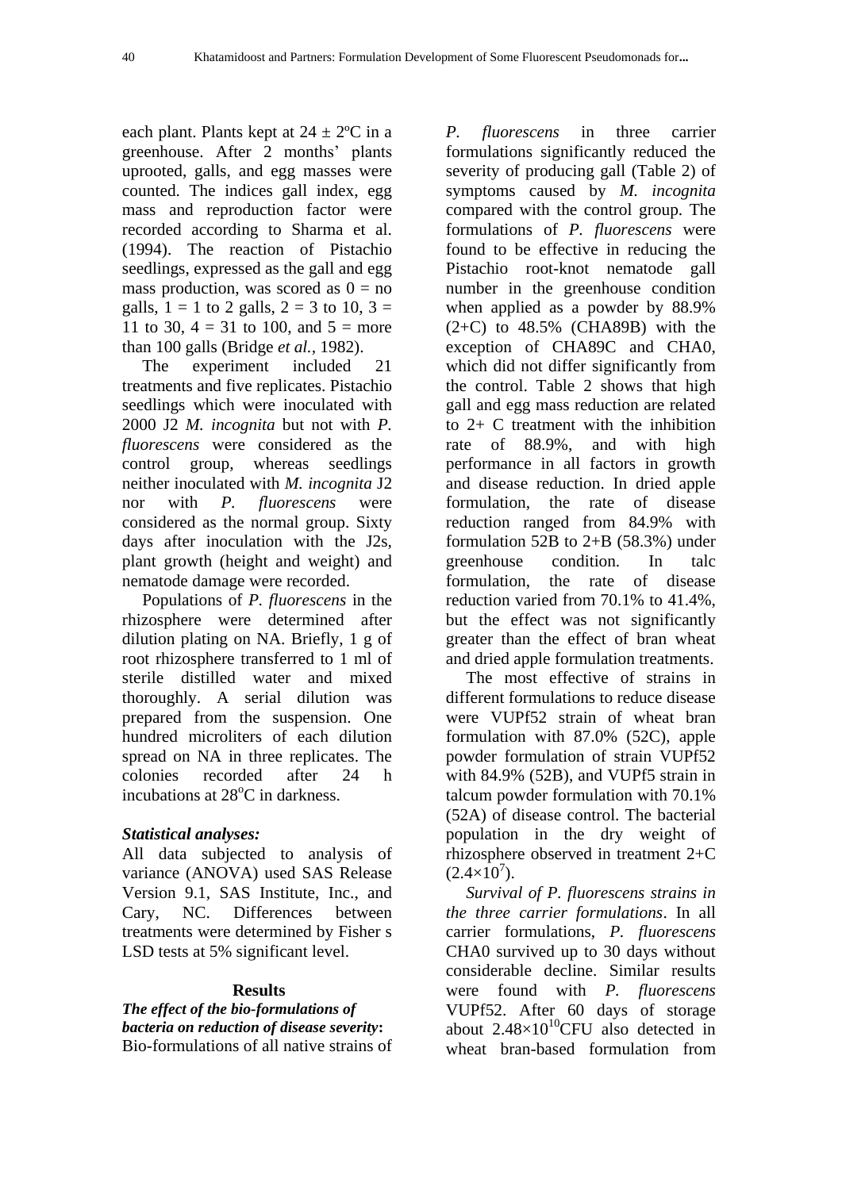each plant. Plants kept at $24 \pm 2$ºC in a greenhouse. After 2 months' plants uprooted, galls, and egg masses were counted. The indices gall index, egg mass and reproduction factor were recorded according to Sharma et al. (1994). The reaction of Pistachio seedlings, expressed as the gall and egg mass production, was scored as 0 = no galls, 1 = 1 to 2 galls, 2 = 3 to 10, 3 = 11 to 30, 4 = 31 to 100, and 5 = more than 100 galls (Bridge *et al.*, 1982).

The experiment included 21 treatments and five replicates. Pistachio seedlings which were inoculated with 2000 J2 *M. incognita* but not with *P. fluorescens* were considered as the control group, whereas seedlings neither inoculated with *M. incognita* J2 nor with *P. fluorescens* were considered as the normal group. Sixty days after inoculation with the J2s, plant growth (height and weight) and nematode damage were recorded.

Populations of *P. fluorescens* in the rhizosphere were determined after dilution plating on NA. Briefly, 1 g of root rhizosphere transferred to 1 ml of sterile distilled water and mixed thoroughly. A serial dilution was prepared from the suspension. One hundred microliters of each dilution spread on NA in three replicates. The colonies recorded after 24 h incubations at 28ºC in darkness.

### *Statistical analyses:*

All data subjected to analysis of variance (ANOVA) used SAS Release Version 9.1, SAS Institute, Inc., and Cary, NC. Differences between treatments were determined by Fisher s LSD tests at 5% significant level.

## Results

***The effect of the bio-formulations of bacteria on reduction of disease severity*:** Bio-formulations of all native strains of *P. fluorescens* in three carrier formulations significantly reduced the severity of producing gall (Table 2) of symptoms caused by *M. incognita* compared with the control group. The formulations of *P. fluorescens* were found to be effective in reducing the Pistachio root-knot nematode gall number in the greenhouse condition when applied as a powder by 88.9% (2+C) to 48.5% (CHA89B) with the exception of CHA89C and CHA0, which did not differ significantly from the control. Table 2 shows that high gall and egg mass reduction are related to 2+ C treatment with the inhibition rate of 88.9%, and with high performance in all factors in growth and disease reduction. In dried apple formulation, the rate of disease reduction ranged from 84.9% with formulation 52B to 2+B (58.3%) under greenhouse condition. In talc formulation, the rate of disease reduction varied from 70.1% to 41.4%, but the effect was not significantly greater than the effect of bran wheat and dried apple formulation treatments.

The most effective of strains in different formulations to reduce disease were VUPf52 strain of wheat bran formulation with 87.0% (52C), apple powder formulation of strain VUPf52 with 84.9% (52B), and VUPf5 strain in talcum powder formulation with 70.1% (52A) of disease control. The bacterial population in the dry weight of rhizosphere observed in treatment 2+C $(2.4\times10^7)$.

*Survival of P. fluorescens strains in the three carrier formulations*. In all carrier formulations, *P. fluorescens* CHA0 survived up to 30 days without considerable decline. Similar results were found with *P. fluorescens* VUPf52. After 60 days of storage about $2.48\times10^{10}$CFU also detected in wheat bran-based formulation from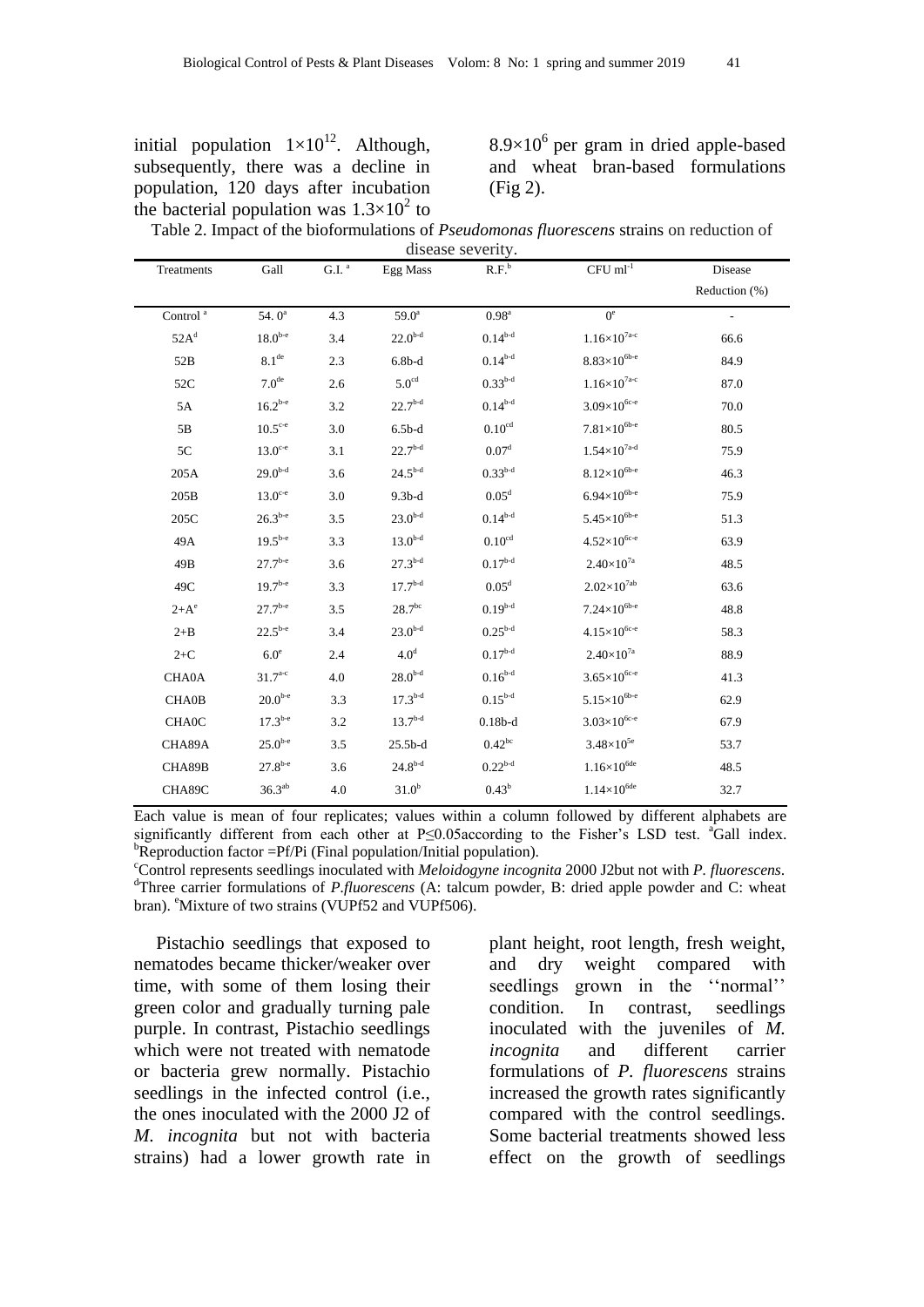initial population $1\times10^{12}$. Although, subsequently, there was a decline in population, 120 days after incubation the bacterial population was $1.3\times10^{2}$ to $8.9\times10^{6}$ per gram in dried apple-based and wheat bran-based formulations (Fig 2).

Table 2. Impact of the bioformulations of *Pseudomonas fluorescens* strains on reduction of disease severity.

| Treatments | Gall | G.I. [a] | Egg Mass | R.F.[b] | CFU $ml^{-1}$ | Disease Reduction (%) |
|---|---|---|---|---|---|---|
| Control [a] | 54. 0[a] | 4.3 | 59.0[a] | 0.98[a] | 0[e] | - |
| 52A[d] | 18.0[b-e] | 3.4 | 22.0[b-d] | 0.14[b-d] | $1.16\times10^{7}$[a-c] | 66.6 |
| 52B | 8.1[de] | 2.3 | 6.8b-d | 0.14[b-d] | $8.83\times10^{6}$[b-e] | 84.9 |
| 52C | 7.0[de] | 2.6 | 5.0[cd] | 0.33[b-d] | $1.16\times10^{7}$[a-c] | 87.0 |
| 5A | 16.2[b-e] | 3.2 | 22.7[b-d] | 0.14[b-d] | $3.09\times10^{6}$[c-e] | 70.0 |
| 5B | 10.5[c-e] | 3.0 | 6.5b-d | 0.10[cd] | $7.81\times10^{6}$[b-e] | 80.5 |
| 5C | 13.0[c-e] | 3.1 | 22.7[b-d] | 0.07[d] | $1.54\times10^{7}$[a-d] | 75.9 |
| 205A | 29.0[b-d] | 3.6 | 24.5[b-d] | 0.33[b-d] | $8.12\times10^{6}$[b-e] | 46.3 |
| 205B | 13.0[c-e] | 3.0 | 9.3b-d | 0.05[d] | $6.94\times10^{6}$[b-e] | 75.9 |
| 205C | 26.3[b-e] | 3.5 | 23.0[b-d] | 0.14[b-d] | $5.45\times10^{6}$[b-e] | 51.3 |
| 49A | 19.5[b-e] | 3.3 | 13.0[b-d] | 0.10[cd] | $4.52\times10^{6}$[c-e] | 63.9 |
| 49B | 27.7[b-e] | 3.6 | 27.3[b-d] | 0.17[b-d] | $2.40\times10^{7}$[a] | 48.5 |
| 49C | 19.7[b-e] | 3.3 | 17.7[b-d] | 0.05[d] | $2.02\times10^{7}$[ab] | 63.6 |
| 2+A[e] | 27.7[b-e] | 3.5 | 28.7[bc] | 0.19[b-d] | $7.24\times10^{6}$[b-e] | 48.8 |
| 2+B | 22.5[b-e] | 3.4 | 23.0[b-d] | 0.25[b-d] | $4.15\times10^{6}$[c-e] | 58.3 |
| 2+C | 6.0[e] | 2.4 | 4.0[d] | 0.17[b-d] | $2.40\times10^{7}$[a] | 88.9 |
| CHA0A | 31.7[a-c] | 4.0 | 28.0[b-d] | 0.16[b-d] | $3.65\times10^{6}$[c-e] | 41.3 |
| CHA0B | 20.0[b-e] | 3.3 | 17.3[b-d] | 0.15[b-d] | $5.15\times10^{6}$[b-e] | 62.9 |
| CHA0C | 17.3[b-e] | 3.2 | 13.7[b-d] | 0.18b-d | $3.03\times10^{6}$[c-e] | 67.9 |
| CHA89A | 25.0[b-e] | 3.5 | 25.5b-d | 0.42[bc] | $3.48\times10^{5}$[e] | 53.7 |
| CHA89B | 27.8[b-e] | 3.6 | 24.8[b-d] | 0.22[b-d] | $1.16\times10^{6}$[de] | 48.5 |
| CHA89C | 36.3[ab] | 4.0 | 31.0[b] | 0.43[b] | $1.14\times10^{6}$[de] | 32.7 |

Each value is mean of four replicates; values within a column followed by different alphabets are significantly different from each other at P≤0.05according to the Fisher's LSD test. [a]Gall index. [b]Reproduction factor =Pf/Pi (Final population/Initial population).
[c]Control represents seedlings inoculated with *Meloidogyne incognita* 2000 J2but not with *P. fluorescens*. [d]Three carrier formulations of *P.fluorescens* (A: talcum powder, B: dried apple powder and C: wheat bran). [e]Mixture of two strains (VUPf52 and VUPf506).

Pistachio seedlings that exposed to nematodes became thicker/weaker over time, with some of them losing their green color and gradually turning pale purple. In contrast, Pistachio seedlings which were not treated with nematode or bacteria grew normally. Pistachio seedlings in the infected control (i.e., the ones inoculated with the 2000 J2 of *M. incognita* but not with bacteria strains) had a lower growth rate in plant height, root length, fresh weight, and dry weight compared with seedlings grown in the ''normal'' condition. In contrast, seedlings inoculated with the juveniles of *M. incognita* and different carrier formulations of *P. fluorescens* strains increased the growth rates significantly compared with the control seedlings. Some bacterial treatments showed less effect on the growth of seedlings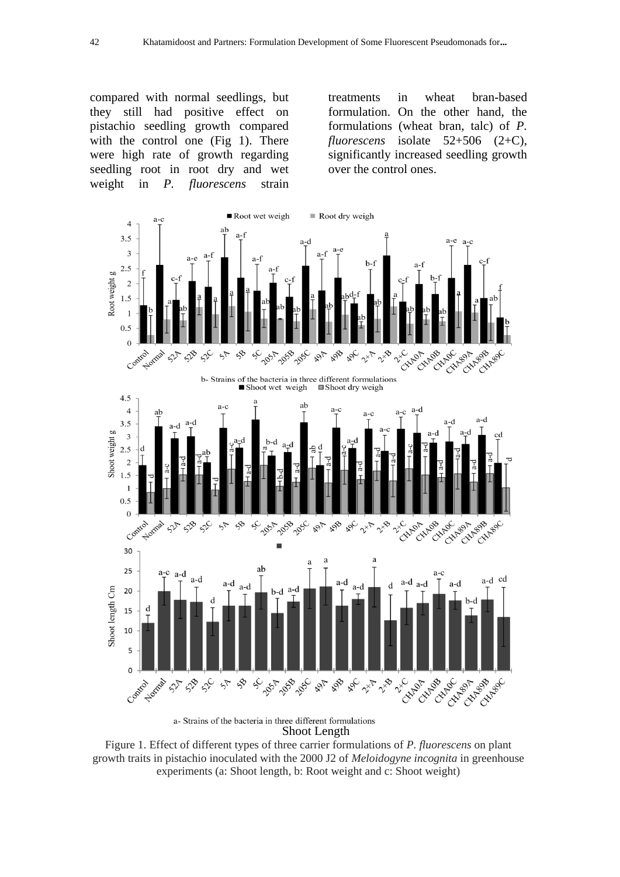compared with normal seedlings, but they still had positive effect on pistachio seedling growth compared with the control one (Fig 1). There were high rate of growth regarding seedling root in root dry and wet weight in *P. fluorescens* strain treatments in wheat bran-based formulation. On the other hand, the formulations (wheat bran, talc) of *P. fluorescens* isolate 52+506 (2+C), significantly increased seedling growth over the control ones.

Figure 1. Effect of different types of three carrier formulations of *P. fluorescens* on plant growth traits in pistachio inoculated with the 2000 J2 of *Meloidogyne incognita* in greenhouse experiments (a: Shoot length, b: Root weight and c: Shoot weight)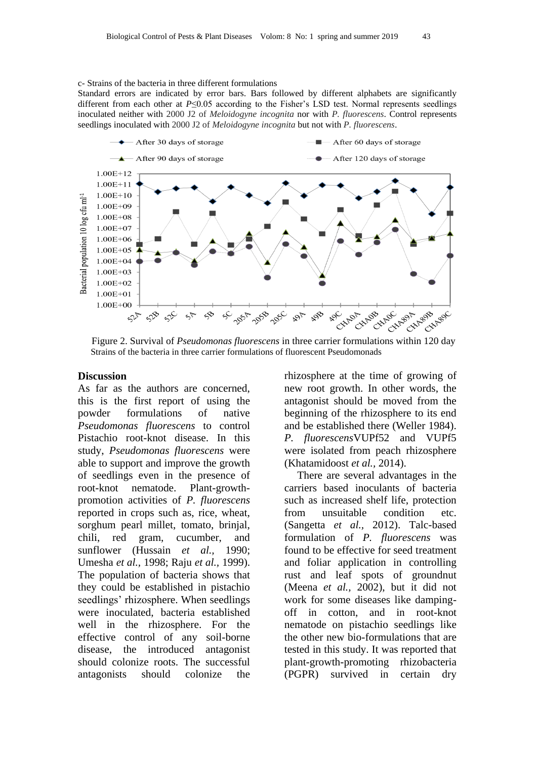c- Strains of the bacteria in three different formulations

Standard errors are indicated by error bars. Bars followed by different alphabets are significantly different from each other at $P \leq 0.05$ according to the Fisher's LSD test. Normal represents seedlings inoculated neither with 2000 J2 of *Meloidogyne incognita* nor with *P. fluorescens*. Control represents seedlings inoculated with 2000 J2 of *Meloidogyne incognita* but not with *P. fluorescens*.

Figure 2. Survival of *Pseudomonas fluorescens* in three carrier formulations within 120 day
Strains of the bacteria in three carrier formulations of fluorescent Pseudomonads

## Discussion

As far as the authors are concerned, this is the first report of using the powder formulations of native *Pseudomonas fluorescens* to control Pistachio root-knot disease. In this study, *Pseudomonas fluorescens* were able to support and improve the growth of seedlings even in the presence of root-knot nematode. Plant-growth-promotion activities of *P. fluorescens* reported in crops such as, rice, wheat, sorghum pearl millet, tomato, brinjal, chili, red gram, cucumber, and sunflower (Hussain *et al.,* 1990; Umesha *et al.,* 1998; Raju *et al.,* 1999). The population of bacteria shows that they could be established in pistachio seedlings' rhizosphere. When seedlings were inoculated, bacteria established well in the rhizosphere. For the effective control of any soil-borne disease, the introduced antagonist should colonize roots. The successful antagonists should colonize the rhizosphere at the time of growing of new root growth. In other words, the antagonist should be moved from the beginning of the rhizosphere to its end and be established there (Weller 1984). *P. fluorescens*VUPf52 and VUPf5 were isolated from peach rhizosphere (Khatamidoost *et al.,* 2014).

There are several advantages in the carriers based inoculants of bacteria such as increased shelf life, protection from unsuitable condition etc. (Sangetta *et al.,* 2012). Talc-based formulation of *P. fluorescens* was found to be effective for seed treatment and foliar application in controlling rust and leaf spots of groundnut (Meena *et al.,* 2002), but it did not work for some diseases like damping-off in cotton, and in root-knot nematode on pistachio seedlings like the other new bio-formulations that are tested in this study. It was reported that plant-growth-promoting rhizobacteria (PGPR) survived in certain dry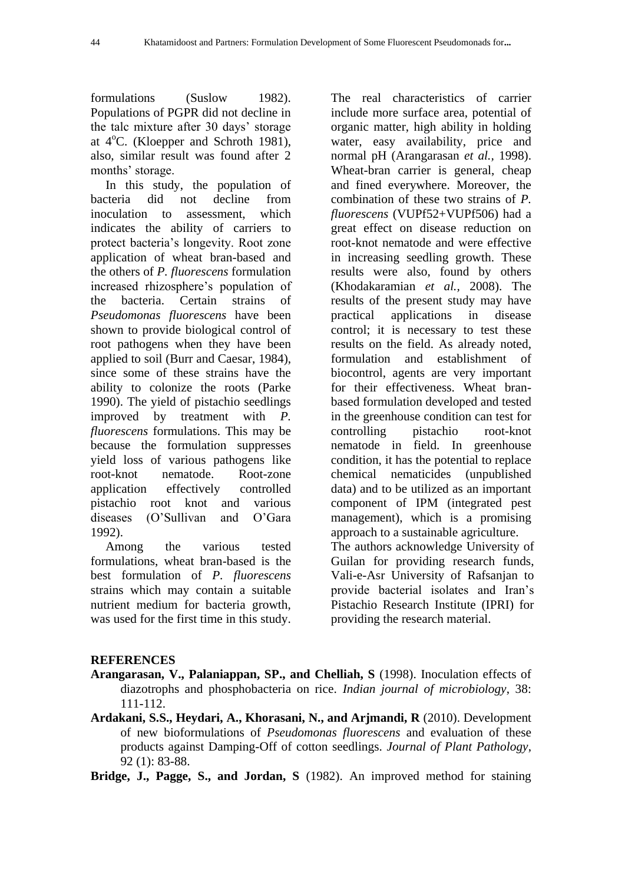formulations (Suslow 1982). Populations of PGPR did not decline in the talc mixture after 30 days' storage at 4$^{o}$C. (Kloepper and Schroth 1981), also, similar result was found after 2 months' storage.

In this study, the population of bacteria did not decline from inoculation to assessment, which indicates the ability of carriers to protect bacteria's longevity. Root zone application of wheat bran-based and the others of *P. fluorescens* formulation increased rhizosphere's population of the bacteria. Certain strains of *Pseudomonas fluorescens* have been shown to provide biological control of root pathogens when they have been applied to soil (Burr and Caesar, 1984), since some of these strains have the ability to colonize the roots (Parke 1990). The yield of pistachio seedlings improved by treatment with *P. fluorescens* formulations. This may be because the formulation suppresses yield loss of various pathogens like root-knot nematode. Root-zone application effectively controlled pistachio root knot and various diseases (O'Sullivan and O'Gara 1992).

Among the various tested formulations, wheat bran-based is the best formulation of *P. fluorescens* strains which may contain a suitable nutrient medium for bacteria growth, was used for the first time in this study. The real characteristics of carrier include more surface area, potential of organic matter, high ability in holding water, easy availability, price and normal pH (Arangarasan *et al.,* 1998). Wheat-bran carrier is general, cheap and fined everywhere. Moreover, the combination of these two strains of *P. fluorescens* (VUPf52+VUPf506) had a great effect on disease reduction on root-knot nematode and were effective in increasing seedling growth. These results were also, found by others (Khodakaramian *et al.,* 2008). The results of the present study may have practical applications in disease control; it is necessary to test these results on the field. As already noted, formulation and establishment of biocontrol, agents are very important for their effectiveness. Wheat bran-based formulation developed and tested in the greenhouse condition can test for controlling pistachio root-knot nematode in field. In greenhouse condition, it has the potential to replace chemical nematicides (unpublished data) and to be utilized as an important component of IPM (integrated pest management), which is a promising approach to a sustainable agriculture.

The authors acknowledge University of Guilan for providing research funds, Vali-e-Asr University of Rafsanjan to provide bacterial isolates and Iran's Pistachio Research Institute (IPRI) for providing the research material.

## REFERENCES

**Arangarasan, V., Palaniappan, SP., and Chelliah, S** (1998). Inoculation effects of diazotrophs and phosphobacteria on rice. *Indian journal of microbiology*, 38: 111-112.

**Ardakani, S.S., Heydari, A., Khorasani, N., and Arjmandi, R** (2010). Development of new bioformulations of *Pseudomonas fluorescens* and evaluation of these products against Damping-Off of cotton seedlings. *Journal of Plant Pathology*, 92 (1): 83-88.

**Bridge, J., Pagge, S., and Jordan, S** (1982). An improved method for staining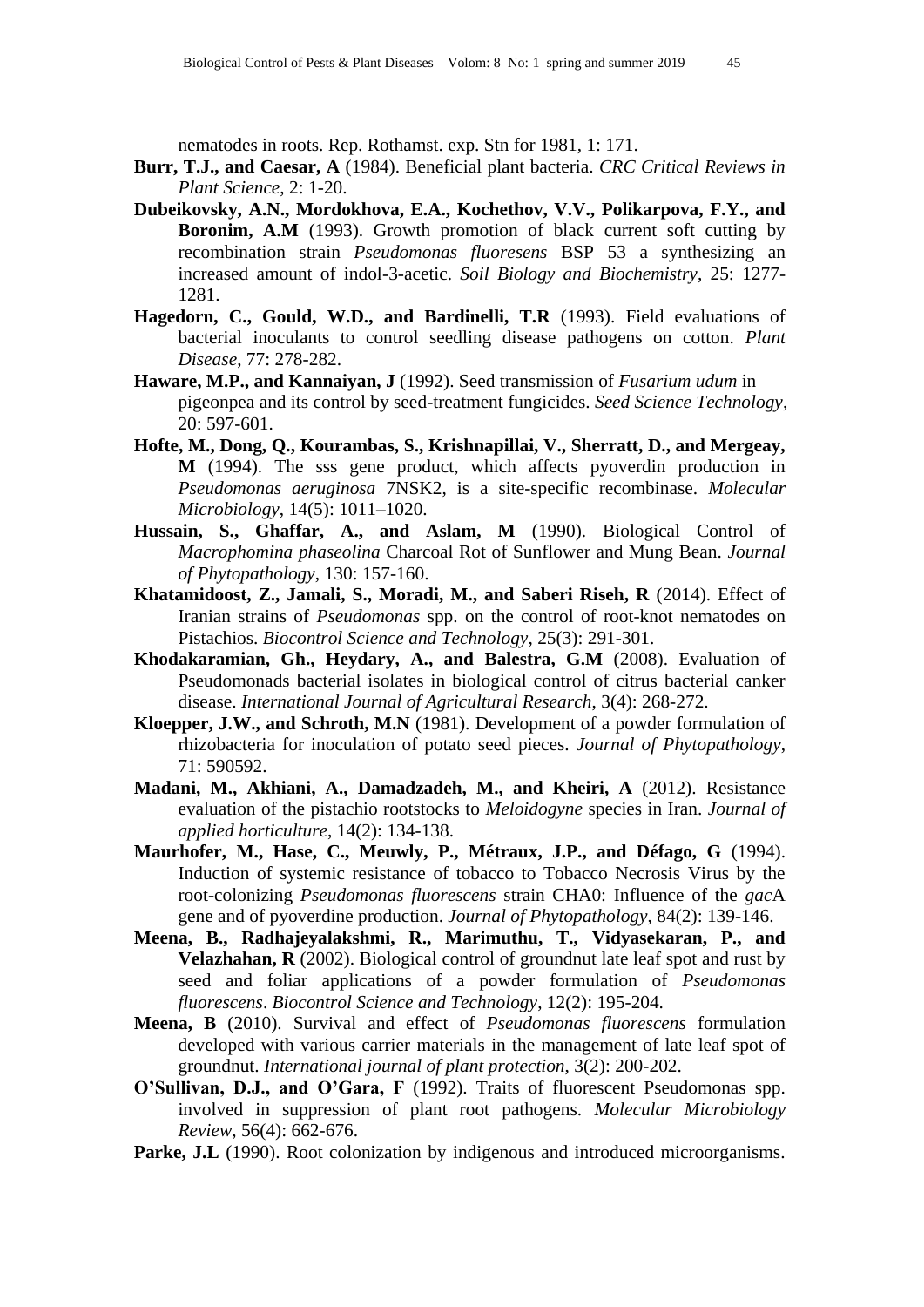nematodes in roots. Rep. Rothamst. exp. Stn for 1981, 1: 171.

**Burr, T.J., and Caesar, A** (1984). Beneficial plant bacteria. *CRC Critical Reviews in Plant Science*, 2: 1-20.

**Dubeikovsky, A.N., Mordokhova, E.A., Kochethov, V.V., Polikarpova, F.Y., and Boronim, A.M** (1993). Growth promotion of black current soft cutting by recombination strain *Pseudomonas fluoresens* BSP 53 a synthesizing an increased amount of indol-3-acetic. *Soil Biology and Biochemistry*, 25: 1277-1281.

**Hagedorn, C., Gould, W.D., and Bardinelli, T.R** (1993). Field evaluations of bacterial inoculants to control seedling disease pathogens on cotton. *Plant Disease*, 77: 278-282.

**Haware, M.P., and Kannaiyan, J** (1992). Seed transmission of *Fusarium udum* in pigeonpea and its control by seed-treatment fungicides. *Seed Science Technology*, 20: 597-601.

**Hofte, M., Dong, Q., Kourambas, S., Krishnapillai, V., Sherratt, D., and Mergeay, M** (1994). The sss gene product, which affects pyoverdin production in *Pseudomonas aeruginosa* 7NSK2, is a site-specific recombinase. *Molecular Microbiology*, 14(5): 1011–1020.

**Hussain, S., Ghaffar, A., and Aslam, M** (1990). Biological Control of *Macrophomina phaseolina* Charcoal Rot of Sunflower and Mung Bean. *Journal of Phytopathology*, 130: 157-160.

**Khatamidoost, Z., Jamali, S., Moradi, M., and Saberi Riseh, R** (2014). Effect of Iranian strains of *Pseudomonas* spp. on the control of root-knot nematodes on Pistachios. *Biocontrol Science and Technology*, 25(3): 291-301.

**Khodakaramian, Gh., Heydary, A., and Balestra, G.M** (2008). Evaluation of Pseudomonads bacterial isolates in biological control of citrus bacterial canker disease. *International Journal of Agricultural Research*, 3(4): 268-272.

**Kloepper, J.W., and Schroth, M.N** (1981). Development of a powder formulation of rhizobacteria for inoculation of potato seed pieces. *Journal of Phytopathology*, 71: 590592.

**Madani, M., Akhiani, A., Damadzadeh, M., and Kheiri, A** (2012). Resistance evaluation of the pistachio rootstocks to *Meloidogyne* species in Iran. *Journal of applied horticulture*, 14(2): 134-138.

**Maurhofer, M., Hase, C., Meuwly, P., Métraux, J.P., and Défago, G** (1994). Induction of systemic resistance of tobacco to Tobacco Necrosis Virus by the root-colonizing *Pseudomonas fluorescens* strain CHA0: Influence of the *gac*A gene and of pyoverdine production. *Journal of Phytopathology*, 84(2): 139-146.

**Meena, B., Radhajeyalakshmi, R., Marimuthu, T., Vidyasekaran, P., and Velazhahan, R** (2002). Biological control of groundnut late leaf spot and rust by seed and foliar applications of a powder formulation of *Pseudomonas fluorescens*. *Biocontrol Science and Technology*, 12(2): 195-204.

**Meena, B** (2010). Survival and effect of *Pseudomonas fluorescens* formulation developed with various carrier materials in the management of late leaf spot of groundnut. *International journal of plant protection*, 3(2): 200-202.

**O'Sullivan, D.J., and O'Gara, F** (1992). Traits of fluorescent Pseudomonas spp. involved in suppression of plant root pathogens. *Molecular Microbiology Review*, 56(4): 662-676.

**Parke, J.L** (1990). Root colonization by indigenous and introduced microorganisms.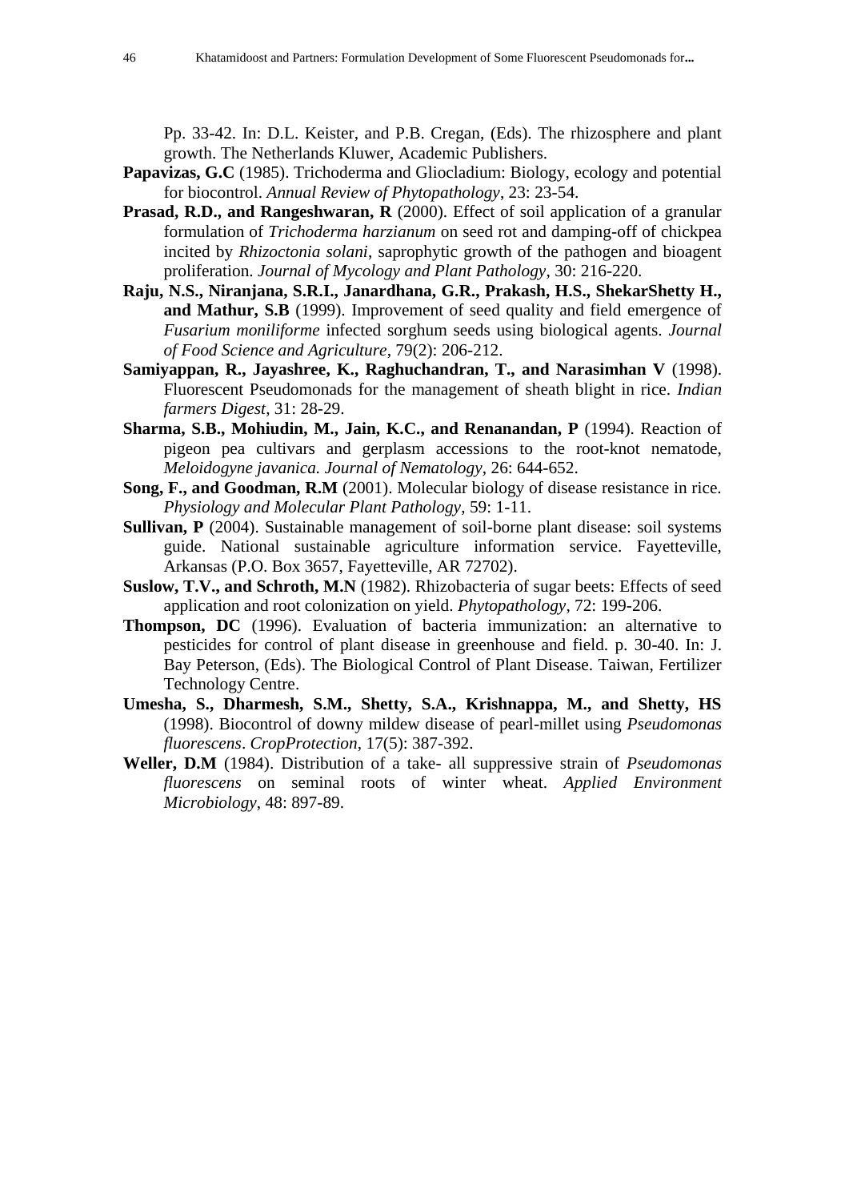Pp. 33-42. In: D.L. Keister, and P.B. Cregan, (Eds). The rhizosphere and plant growth. The Netherlands Kluwer, Academic Publishers.

**Papavizas, G.C** (1985). Trichoderma and Gliocladium: Biology, ecology and potential for biocontrol. *Annual Review of Phytopathology*, 23: 23-54.

**Prasad, R.D., and Rangeshwaran, R** (2000). Effect of soil application of a granular formulation of *Trichoderma harzianum* on seed rot and damping-off of chickpea incited by *Rhizoctonia solani*, saprophytic growth of the pathogen and bioagent proliferation. *Journal of Mycology and Plant Pathology*, 30: 216-220.

**Raju, N.S., Niranjana, S.R.I., Janardhana, G.R., Prakash, H.S., ShekarShetty H., and Mathur, S.B** (1999). Improvement of seed quality and field emergence of *Fusarium moniliforme* infected sorghum seeds using biological agents. *Journal of Food Science and Agriculture*, 79(2): 206-212.

**Samiyappan, R., Jayashree, K., Raghuchandran, T., and Narasimhan V** (1998). Fluorescent Pseudomonads for the management of sheath blight in rice. *Indian farmers Digest*, 31: 28-29.

**Sharma, S.B., Mohiudin, M., Jain, K.C., and Renanandan, P** (1994). Reaction of pigeon pea cultivars and gerplasm accessions to the root-knot nematode, *Meloidogyne javanica. Journal of Nematology*, 26: 644-652.

**Song, F., and Goodman, R.M** (2001). Molecular biology of disease resistance in rice. *Physiology and Molecular Plant Pathology*, 59: 1-11.

**Sullivan, P** (2004). Sustainable management of soil-borne plant disease: soil systems guide. National sustainable agriculture information service. Fayetteville, Arkansas (P.O. Box 3657, Fayetteville, AR 72702).

**Suslow, T.V., and Schroth, M.N** (1982). Rhizobacteria of sugar beets: Effects of seed application and root colonization on yield. *Phytopathology*, 72: 199-206.

**Thompson, DC** (1996). Evaluation of bacteria immunization: an alternative to pesticides for control of plant disease in greenhouse and field. p. 30-40. In: J. Bay Peterson, (Eds). The Biological Control of Plant Disease. Taiwan, Fertilizer Technology Centre.

**Umesha, S., Dharmesh, S.M., Shetty, S.A., Krishnappa, M., and Shetty, HS** (1998). Biocontrol of downy mildew disease of pearl-millet using *Pseudomonas fluorescens*. *CropProtection*, 17(5): 387-392.

**Weller, D.M** (1984). Distribution of a take- all suppressive strain of *Pseudomonas fluorescens* on seminal roots of winter wheat. *Applied Environment Microbiology*, 48: 897-89.